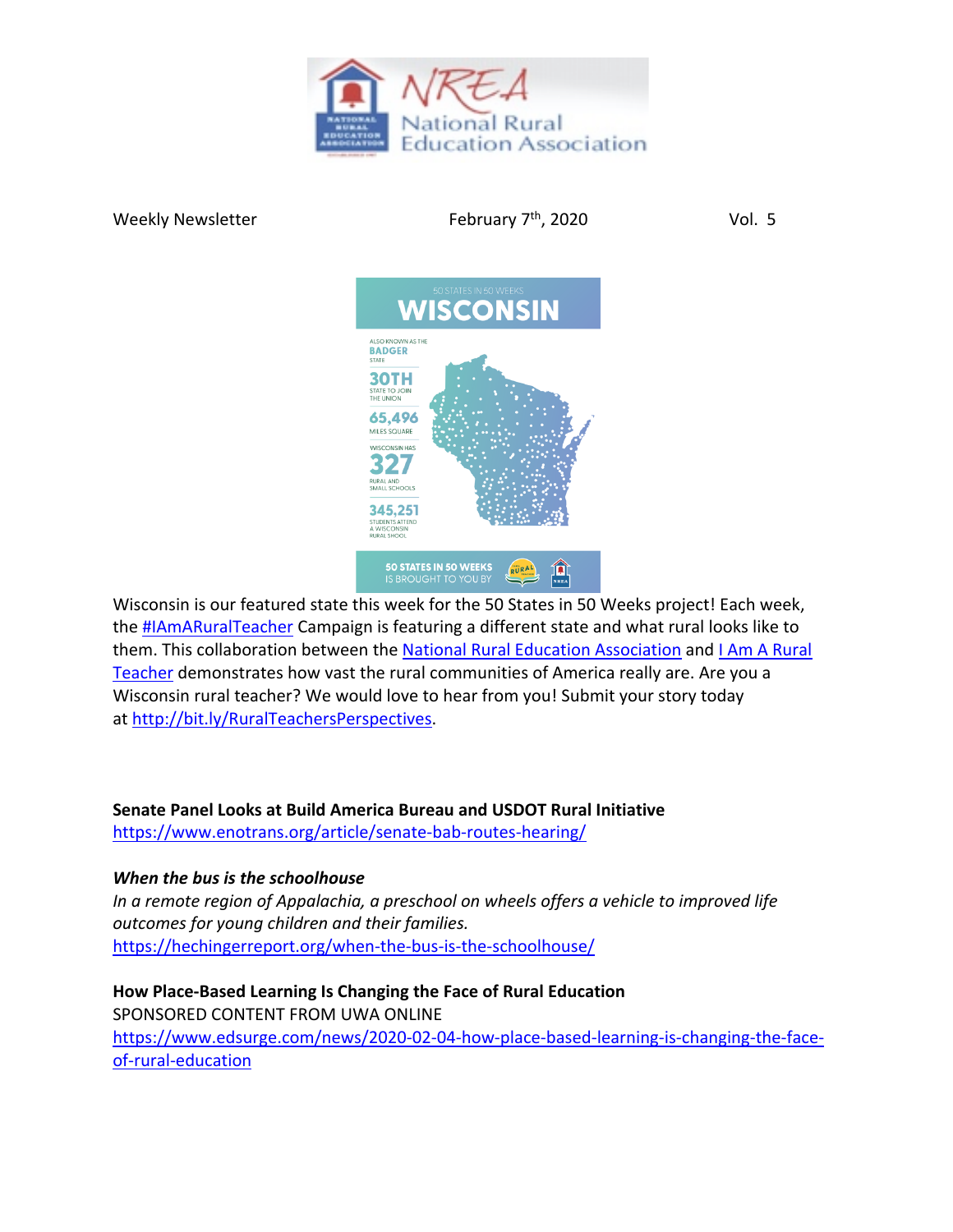NRE**A** National Rural Education Association

Weekly Newsletter February 7th, 2020 Vol. 5

50 STATES IN 50 WEEKS

WISCONSIN

ALSO KNOWN AS THE BADGER STATE

30TH STATE TO JOIN THE UNION

65,496 MILES SQUARE

WISCONSIN HAS 327 RURAL AND SMALL SCHOOLS

345,251 STUDENTS ATTEND A WISCONSIN RURAL SHOOL

50 STATES IN 50 WEEKS IS BROUGHT TO YOU BY

Wisconsin is our featured state this week for the 50 States in 50 Weeks project! Each week, the #IAmARuralTeacher Campaign is featuring a different state and what rural looks like to them. This collaboration between the National Rural Education Association and I Am A Rural Teacher demonstrates how vast the rural communities of America really are. Are you a Wisconsin rural teacher? We would love to hear from you! Submit your story today at http://bit.ly/RuralTeachersPerspectives.

**Senate Panel Looks at Build America Bureau and USDOT Rural Initiative**
https://www.enotrans.org/article/senate-bab-routes-hearing/

***When the bus is the schoolhouse***
*In a remote region of Appalachia, a preschool on wheels offers a vehicle to improved life outcomes for young children and their families.*
https://hechingerreport.org/when-the-bus-is-the-schoolhouse/

**How Place-Based Learning Is Changing the Face of Rural Education**
SPONSORED CONTENT FROM UWA ONLINE
https://www.edsurge.com/news/2020-02-04-how-place-based-learning-is-changing-the-face-of-rural-education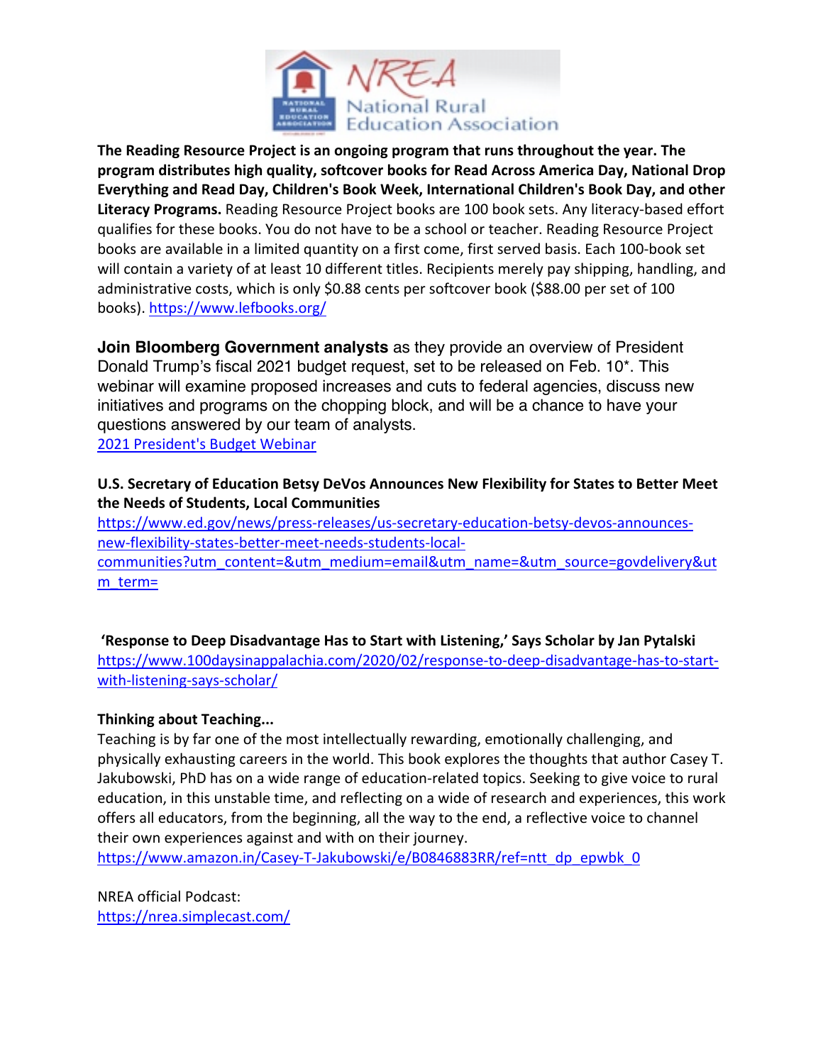**The Reading Resource Project is an ongoing program that runs throughout the year. The program distributes high quality, softcover books for Read Across America Day, National Drop Everything and Read Day, Children's Book Week, International Children's Book Day, and other Literacy Programs.** Reading Resource Project books are 100 book sets. Any literacy-based effort qualifies for these books. You do not have to be a school or teacher. Reading Resource Project books are available in a limited quantity on a first come, first served basis. Each 100-book set will contain a variety of at least 10 different titles. Recipients merely pay shipping, handling, and administrative costs, which is only $0.88 cents per softcover book ($88.00 per set of 100 books). https://www.lefbooks.org/

**Join Bloomberg Government analysts** as they provide an overview of President Donald Trump's fiscal 2021 budget request, set to be released on Feb. 10*. This webinar will examine proposed increases and cuts to federal agencies, discuss new initiatives and programs on the chopping block, and will be a chance to have your questions answered by our team of analysts.
2021 President's Budget Webinar

**U.S. Secretary of Education Betsy DeVos Announces New Flexibility for States to Better Meet the Needs of Students, Local Communities**
https://www.ed.gov/news/press-releases/us-secretary-education-betsy-devos-announces-new-flexibility-states-better-meet-needs-students-local-communities?utm_content=&utm_medium=email&utm_name=&utm_source=govdelivery&utm_term=

**'Response to Deep Disadvantage Has to Start with Listening,' Says Scholar by Jan Pytalski**
https://www.100daysinappalachia.com/2020/02/response-to-deep-disadvantage-has-to-start-with-listening-says-scholar/

**Thinking about Teaching...**
Teaching is by far one of the most intellectually rewarding, emotionally challenging, and physically exhausting careers in the world. This book explores the thoughts that author Casey T. Jakubowski, PhD has on a wide range of education-related topics. Seeking to give voice to rural education, in this unstable time, and reflecting on a wide of research and experiences, this work offers all educators, from the beginning, all the way to the end, a reflective voice to channel their own experiences against and with on their journey.
https://www.amazon.in/Casey-T-Jakubowski/e/B0846883RR/ref=ntt_dp_epwbk_0

NREA official Podcast:
https://nrea.simplecast.com/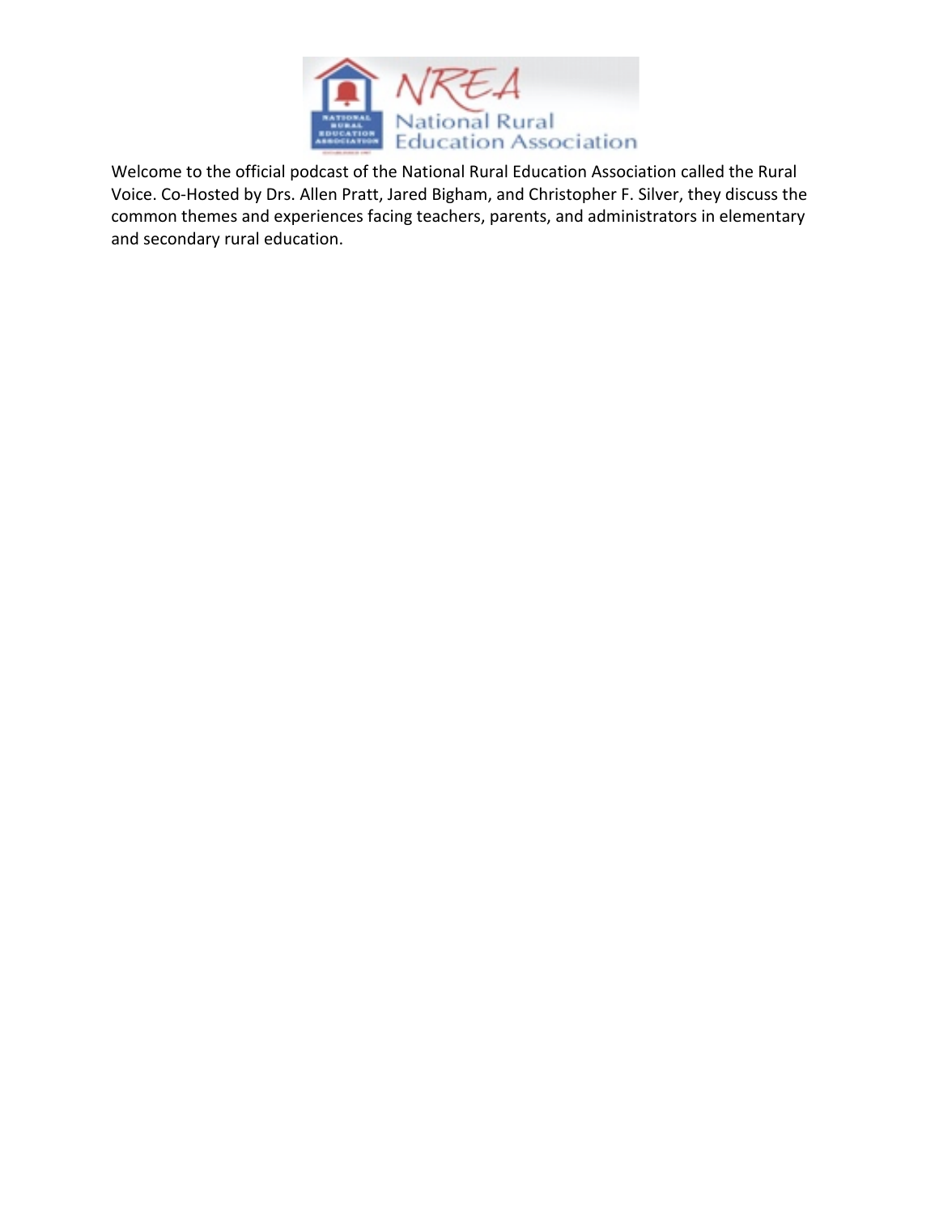Welcome to the official podcast of the National Rural Education Association called the Rural Voice. Co-Hosted by Drs. Allen Pratt, Jared Bigham, and Christopher F. Silver, they discuss the common themes and experiences facing teachers, parents, and administrators in elementary and secondary rural education.